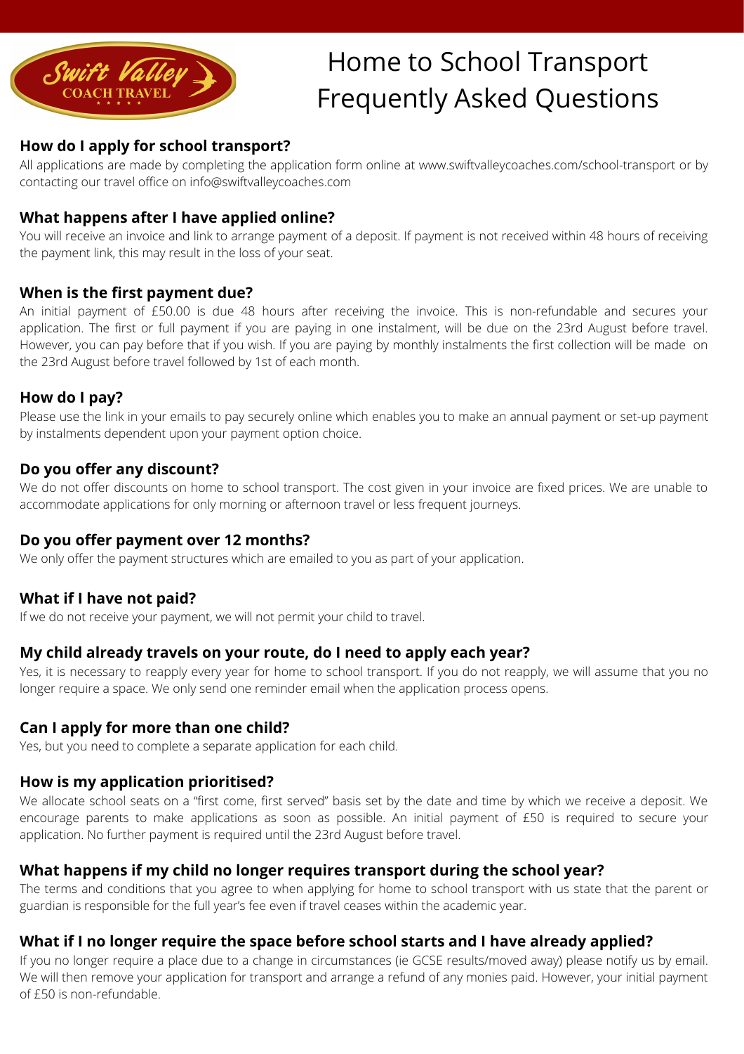# Home to School Transport Frequently Asked Questions

### How do I apply for school transport?

All applications are made by completing the application form online at www.swiftvalleycoaches.com/school-transport or by contacting our travel office on info@swiftvalleycoaches.com

### What happens after I have applied online?

You will receive an invoice and link to arrange payment of a deposit. If payment is not received within 48 hours of receiving the payment link, this may result in the loss of your seat.

### When is the first payment due?

An initial payment of £50.00 is due 48 hours after receiving the invoice. This is non-refundable and secures your application. The first or full payment if you are paying in one instalment, will be due on the 23rd August before travel. However, you can pay before that if you wish. If you are paying by monthly instalments the first collection will be made on the 23rd August before travel followed by 1st of each month.

### How do I pay?

Please use the link in your emails to pay securely online which enables you to make an annual payment or set-up payment by instalments dependent upon your payment option choice.

### Do you offer any discount?

We do not offer discounts on home to school transport. The cost given in your invoice are fixed prices. We are unable to accommodate applications for only morning or afternoon travel or less frequent journeys.

### Do you offer payment over 12 months?

We only offer the payment structures which are emailed to you as part of your application.

### What if I have not paid?

If we do not receive your payment, we will not permit your child to travel.

### My child already travels on your route, do I need to apply each year?

Yes, it is necessary to reapply every year for home to school transport. If you do not reapply, we will assume that you no longer require a space. We only send one reminder email when the application process opens.

### Can I apply for more than one child?

Yes, but you need to complete a separate application for each child.

### How is my application prioritised?

We allocate school seats on a "first come, first served" basis set by the date and time by which we receive a deposit. We encourage parents to make applications as soon as possible. An initial payment of £50 is required to secure your application. No further payment is required until the 23rd August before travel.

### What happens if my child no longer requires transport during the school year?

The terms and conditions that you agree to when applying for home to school transport with us state that the parent or guardian is responsible for the full year's fee even if travel ceases within the academic year.

### What if I no longer require the space before school starts and I have already applied?

If you no longer require a place due to a change in circumstances (ie GCSE results/moved away) please notify us by email. We will then remove your application for transport and arrange a refund of any monies paid. However, your initial payment of £50 is non-refundable.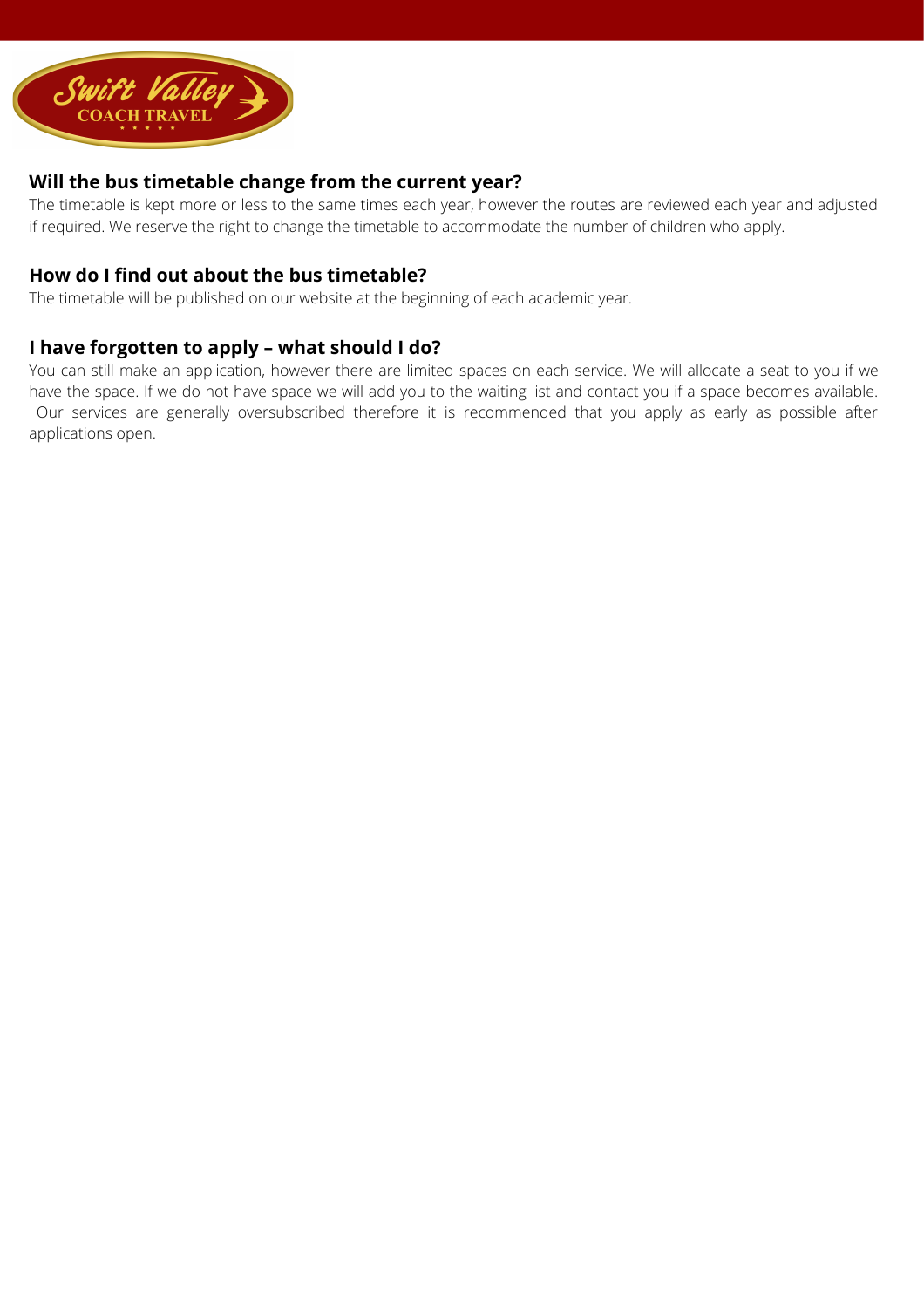## Will the bus timetable change from the current year?

The timetable is kept more or less to the same times each year, however the routes are reviewed each year and adjusted if required. We reserve the right to change the timetable to accommodate the number of children who apply.

## How do I find out about the bus timetable?

The timetable will be published on our website at the beginning of each academic year.

## I have forgotten to apply – what should I do?

You can still make an application, however there are limited spaces on each service. We will allocate a seat to you if we have the space. If we do not have space we will add you to the waiting list and contact you if a space becomes available. Our services are generally oversubscribed therefore it is recommended that you apply as early as possible after applications open.